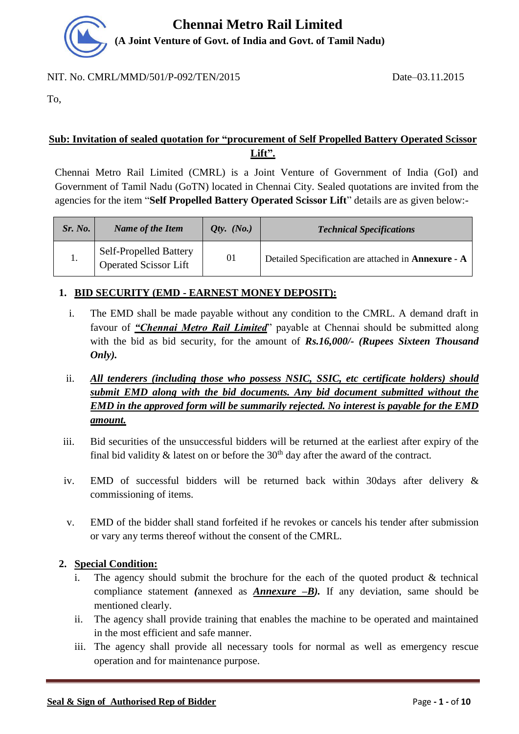# Chennai Metro Rail Limited

**(A Joint Venture of Govt. of India and Govt. of Tamil Nadu)**

NIT. No. CMRL/MMD/501/P-092/TEN/2015 Date–03.11.2015

To,

**Sub: Invitation of sealed quotation for "procurement of Self Propelled Battery Operated Scissor Lift".**

Chennai Metro Rail Limited (CMRL) is a Joint Venture of Government of India (GoI) and Government of Tamil Nadu (GoTN) located in Chennai City. Sealed quotations are invited from the agencies for the item "**Self Propelled Battery Operated Scissor Lift**" details are as given below:-

| *Sr. No.* | *Name of the Item* | *Qty. (No.)* | *Technical Specifications* |
|---|---|---|---|
| 1. | Self-Propelled Battery Operated Scissor Lift | 01 | Detailed Specification are attached in **Annexure - A** |

## 1. BID SECURITY (EMD - EARNEST MONEY DEPOSIT):

i. The EMD shall be made payable without any condition to the CMRL. A demand draft in favour of ***"Chennai Metro Rail Limited***" payable at Chennai should be submitted along with the bid as bid security, for the amount of ***Rs.16,000/- (Rupees Sixteen Thousand Only).***

ii. ***All tenderers (including those who possess NSIC, SSIC, etc certificate holders) should submit EMD along with the bid documents. Any bid document submitted without the EMD in the approved form will be summarily rejected. No interest is payable for the EMD amount.***

iii. Bid securities of the unsuccessful bidders will be returned at the earliest after expiry of the final bid validity & latest on or before the 30th day after the award of the contract.

iv. EMD of successful bidders will be returned back within 30days after delivery & commissioning of items.

v. EMD of the bidder shall stand forfeited if he revokes or cancels his tender after submission or vary any terms thereof without the consent of the CMRL.

## 2. Special Condition:

i. The agency should submit the brochure for the each of the quoted product & technical compliance statement ***(***annexed as ***Annexure –B).*** If any deviation, same should be mentioned clearly.

ii. The agency shall provide training that enables the machine to be operated and maintained in the most efficient and safe manner.

iii. The agency shall provide all necessary tools for normal as well as emergency rescue operation and for maintenance purpose.

**Seal & Sign of Authorised Rep of Bidder**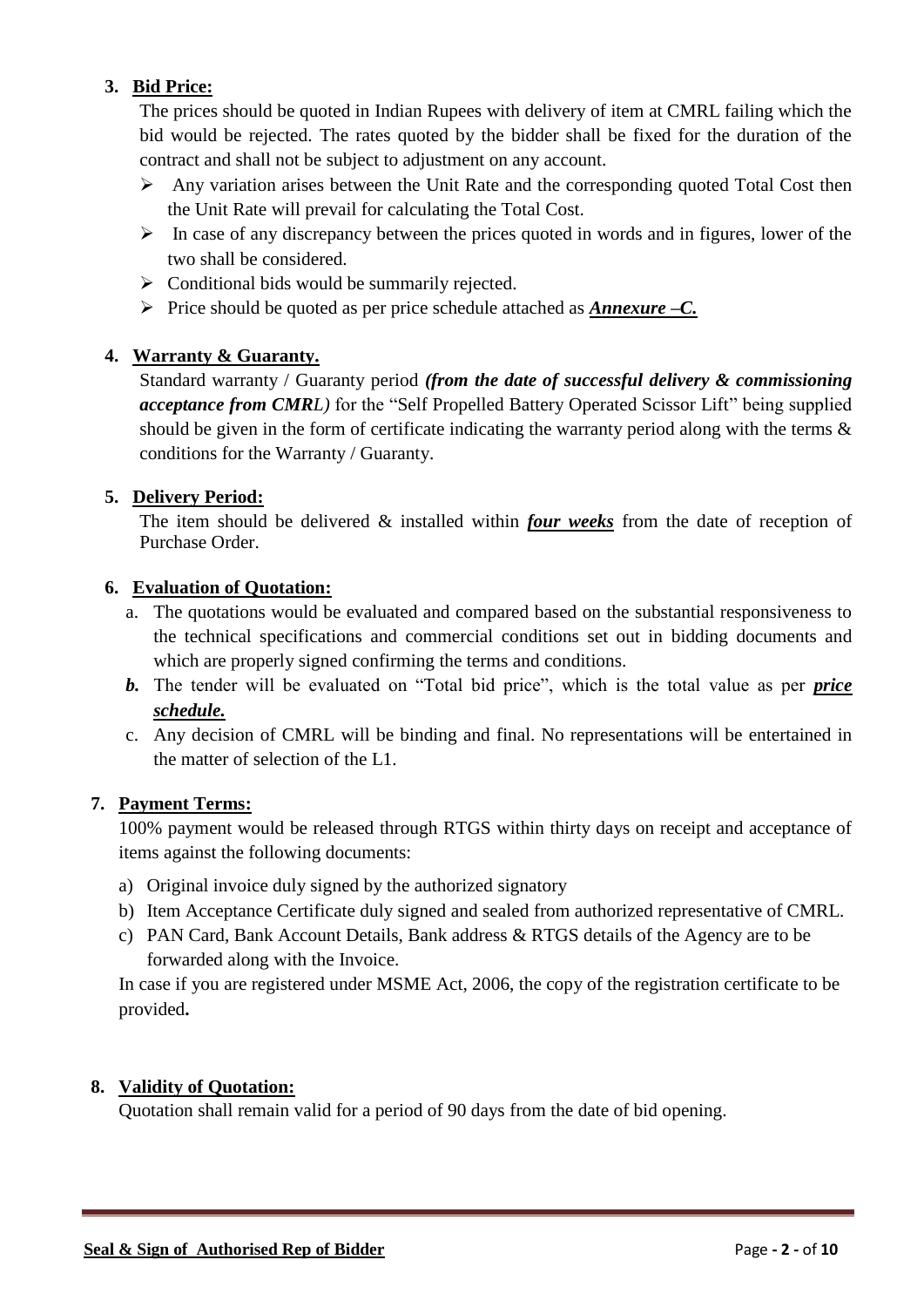3. **Bid Price:**

   The prices should be quoted in Indian Rupees with delivery of item at CMRL failing which the bid would be rejected. The rates quoted by the bidder shall be fixed for the duration of the contract and shall not be subject to adjustment on any account.

   - Any variation arises between the Unit Rate and the corresponding quoted Total Cost then the Unit Rate will prevail for calculating the Total Cost.
   - In case of any discrepancy between the prices quoted in words and in figures, lower of the two shall be considered.
   - Conditional bids would be summarily rejected.
   - Price should be quoted as per price schedule attached as ***Annexure –C.***

4. **Warranty & Guaranty.**

   Standard warranty / Guaranty period ***(from the date of successful delivery & commissioning acceptance from CMRL)*** for the "Self Propelled Battery Operated Scissor Lift" being supplied should be given in the form of certificate indicating the warranty period along with the terms & conditions for the Warranty / Guaranty.

5. **Delivery Period:**

   The item should be delivered & installed within ***four weeks*** from the date of reception of Purchase Order.

6. **Evaluation of Quotation:**

   a. The quotations would be evaluated and compared based on the substantial responsiveness to the technical specifications and commercial conditions set out in bidding documents and which are properly signed confirming the terms and conditions.

   ***b.*** The tender will be evaluated on "Total bid price", which is the total value as per ***price schedule.***

   c. Any decision of CMRL will be binding and final. No representations will be entertained in the matter of selection of the L1.

7. **Payment Terms:**

   100% payment would be released through RTGS within thirty days on receipt and acceptance of items against the following documents:

   a) Original invoice duly signed by the authorized signatory
   b) Item Acceptance Certificate duly signed and sealed from authorized representative of CMRL.
   c) PAN Card, Bank Account Details, Bank address & RTGS details of the Agency are to be forwarded along with the Invoice.

   In case if you are registered under MSME Act, 2006, the copy of the registration certificate to be provided**.**

8. **Validity of Quotation:**

   Quotation shall remain valid for a period of 90 days from the date of bid opening.

**Seal & Sign of Authorised Rep of Bidder**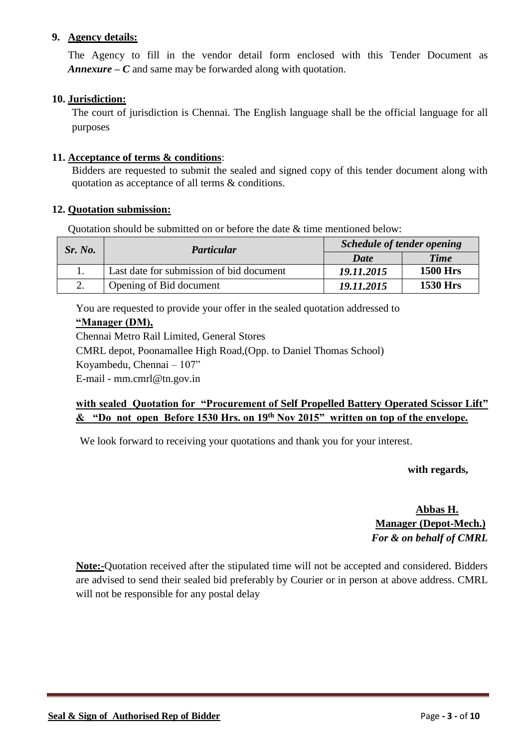**9. Agency details:**

The Agency to fill in the vendor detail form enclosed with this Tender Document as ***Annexure – C*** and same may be forwarded along with quotation.

**10. Jurisdiction:**

The court of jurisdiction is Chennai. The English language shall be the official language for all purposes

**11. Acceptance of terms & conditions**:

Bidders are requested to submit the sealed and signed copy of this tender document along with quotation as acceptance of all terms & conditions.

**12. Quotation submission:**

Quotation should be submitted on or before the date & time mentioned below:

| *Sr. No.* | *Particular* | *Schedule of tender opening* | |
|---|---|---|---|
| | | *Date* | *Time* |
| 1. | Last date for submission of bid document | *19.11.2015* | **1500 Hrs** |
| 2. | Opening of Bid document | *19.11.2015* | **1530 Hrs** |

You are requested to provide your offer in the sealed quotation addressed to

**"Manager (DM),**

Chennai Metro Rail Limited, General Stores

CMRL depot, Poonamallee High Road,(Opp. to Daniel Thomas School)

Koyambedu, Chennai – 107"

E-mail - mm.cmrl@tn.gov.in

**with sealed Quotation for "Procurement of Self Propelled Battery Operated Scissor Lift" & "Do not open Before 1530 Hrs. on 19th Nov 2015" written on top of the envelope.**

We look forward to receiving your quotations and thank you for your interest.

**with regards,**

**Abbas H.**
**Manager (Depot-Mech.)**
***For & on behalf of CMRL***

**Note:-**Quotation received after the stipulated time will not be accepted and considered. Bidders are advised to send their sealed bid preferably by Courier or in person at above address. CMRL will not be responsible for any postal delay

**Seal & Sign of Authorised Rep of Bidder**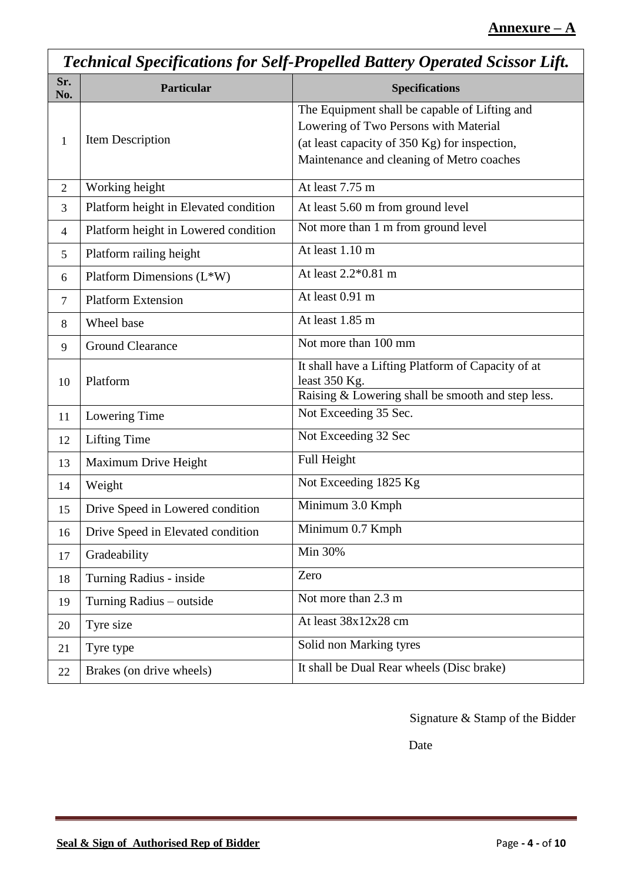**Annexure – A**

| *Technical Specifications for Self-Propelled Battery Operated Scissor Lift.* | | |
|---|---|---|
| **Sr. No.** | **Particular** | **Specifications** |
| 1 | Item Description | The Equipment shall be capable of Lifting and Lowering of Two Persons with Material (at least capacity of 350 Kg) for inspection, Maintenance and cleaning of Metro coaches |
| 2 | Working height | At least 7.75 m |
| 3 | Platform height in Elevated condition | At least 5.60 m from ground level |
| 4 | Platform height in Lowered condition | Not more than 1 m from ground level |
| 5 | Platform railing height | At least 1.10 m |
| 6 | Platform Dimensions (L*W) | At least 2.2*0.81 m |
| 7 | Platform Extension | At least 0.91 m |
| 8 | Wheel base | At least 1.85 m |
| 9 | Ground Clearance | Not more than 100 mm |
| 10 | Platform | It shall have a Lifting Platform of Capacity of at least 350 Kg. |
| | | Raising & Lowering shall be smooth and step less. |
| 11 | Lowering Time | Not Exceeding 35 Sec. |
| 12 | Lifting Time | Not Exceeding 32 Sec |
| 13 | Maximum Drive Height | Full Height |
| 14 | Weight | Not Exceeding 1825 Kg |
| 15 | Drive Speed in Lowered condition | Minimum 3.0 Kmph |
| 16 | Drive Speed in Elevated condition | Minimum 0.7 Kmph |
| 17 | Gradeability | Min 30% |
| 18 | Turning Radius - inside | Zero |
| 19 | Turning Radius – outside | Not more than 2.3 m |
| 20 | Tyre size | At least 38x12x28 cm |
| 21 | Tyre type | Solid non Marking tyres |
| 22 | Brakes (on drive wheels) | It shall be Dual Rear wheels (Disc brake) |

Signature & Stamp of the Bidder

Date

**Seal & Sign of Authorised Rep of Bidder**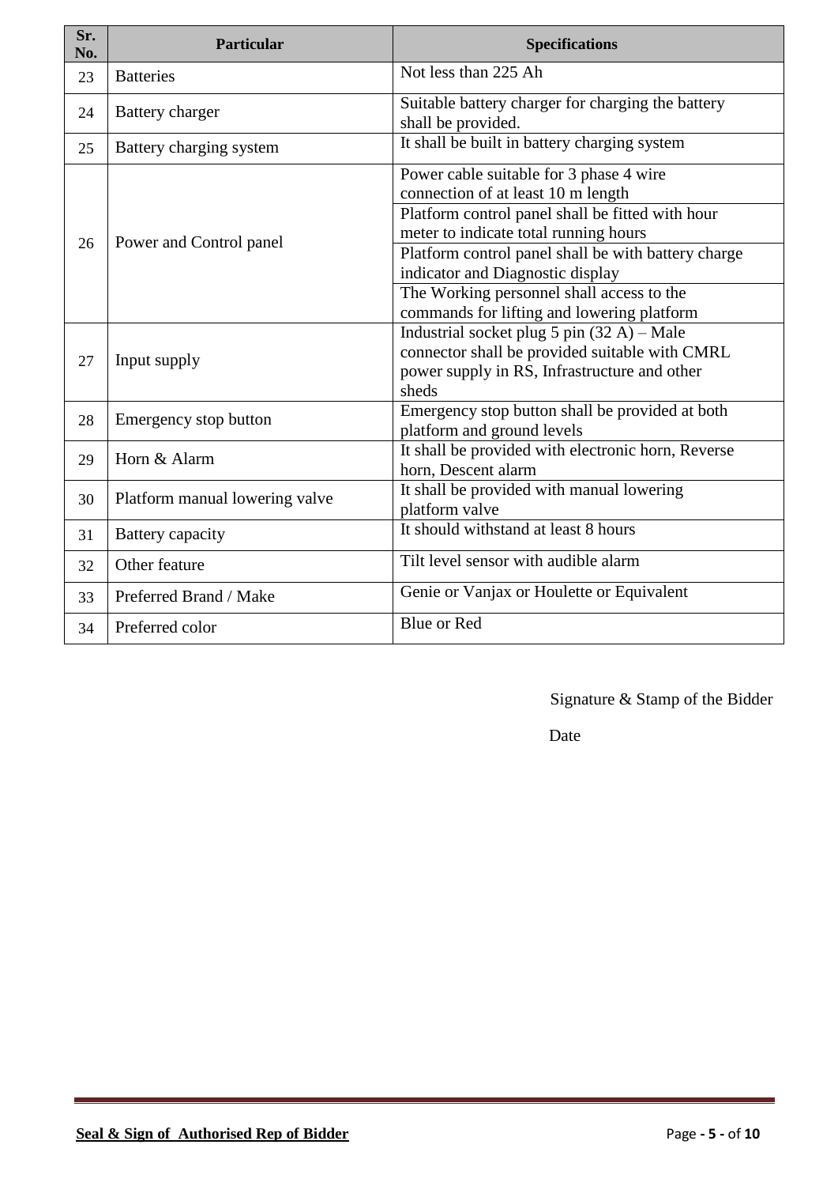| Sr. No. | Particular | Specifications |
|---|---|---|
| 23 | Batteries | Not less than 225 Ah |
| 24 | Battery charger | Suitable battery charger for charging the battery shall be provided. |
| 25 | Battery charging system | It shall be built in battery charging system |
| 26 | Power and Control panel | Power cable suitable for 3 phase 4 wire connection of at least 10 m length |
| | | Platform control panel shall be fitted with hour meter to indicate total running hours |
| | | Platform control panel shall be with battery charge indicator and Diagnostic display |
| | | The Working personnel shall access to the commands for lifting and lowering platform |
| 27 | Input supply | Industrial socket plug 5 pin (32 A) – Male connector shall be provided suitable with CMRL power supply in RS, Infrastructure and other sheds |
| 28 | Emergency stop button | Emergency stop button shall be provided at both platform and ground levels |
| 29 | Horn & Alarm | It shall be provided with electronic horn, Reverse horn, Descent alarm |
| 30 | Platform manual lowering valve | It shall be provided with manual lowering platform valve |
| 31 | Battery capacity | It should withstand at least 8 hours |
| 32 | Other feature | Tilt level sensor with audible alarm |
| 33 | Preferred Brand / Make | Genie or Vanjax or Houlette or Equivalent |
| 34 | Preferred color | Blue or Red |

Signature & Stamp of the Bidder

Date

**Seal & Sign of Authorised Rep of Bidder**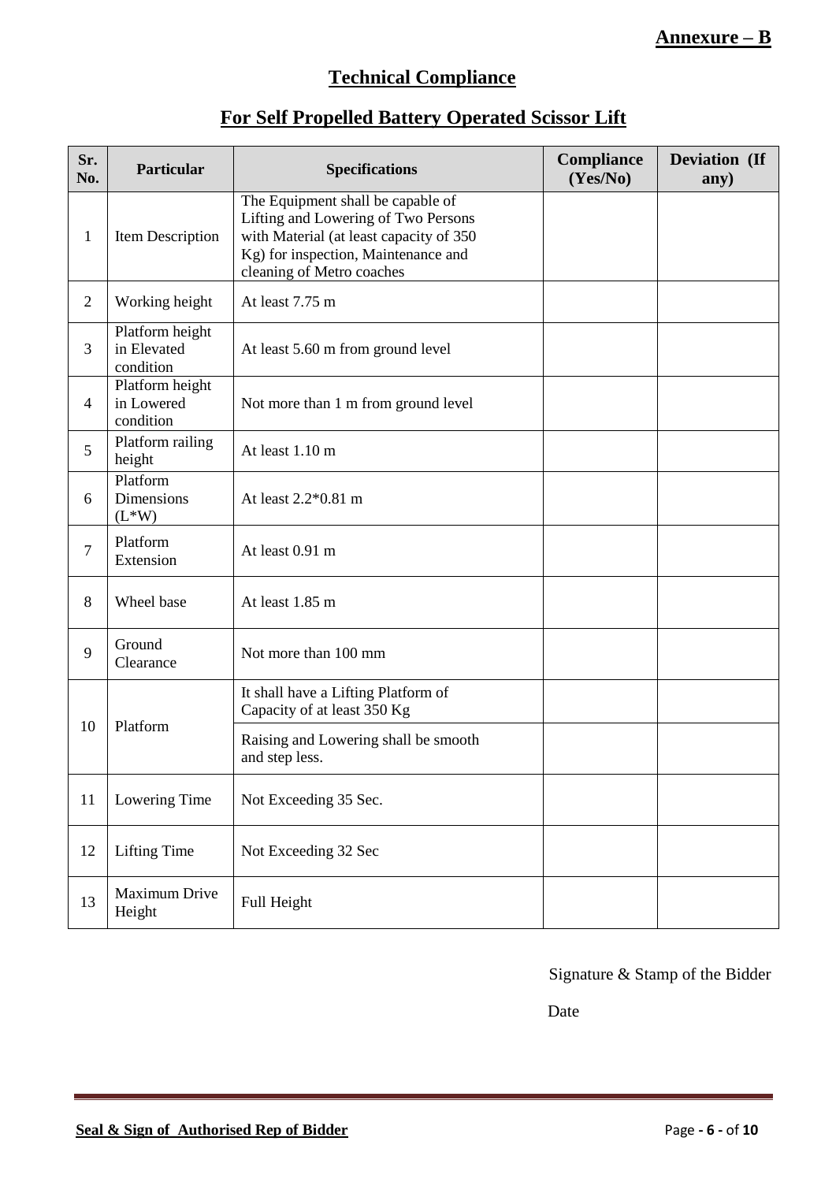**Annexure – B**

## Technical Compliance

## For Self Propelled Battery Operated Scissor Lift

| Sr. No. | Particular | Specifications | Compliance (Yes/No) | Deviation (If any) |
|---|---|---|---|---|
| 1 | Item Description | The Equipment shall be capable of Lifting and Lowering of Two Persons with Material (at least capacity of 350 Kg) for inspection, Maintenance and cleaning of Metro coaches | | |
| 2 | Working height | At least 7.75 m | | |
| 3 | Platform height in Elevated condition | At least 5.60 m from ground level | | |
| 4 | Platform height in Lowered condition | Not more than 1 m from ground level | | |
| 5 | Platform railing height | At least 1.10 m | | |
| 6 | Platform Dimensions (L*W) | At least 2.2*0.81 m | | |
| 7 | Platform Extension | At least 0.91 m | | |
| 8 | Wheel base | At least 1.85 m | | |
| 9 | Ground Clearance | Not more than 100 mm | | |
| 10 | Platform | It shall have a Lifting Platform of Capacity of at least 350 Kg | | |
| | | Raising and Lowering shall be smooth and step less. | | |
| 11 | Lowering Time | Not Exceeding 35 Sec. | | |
| 12 | Lifting Time | Not Exceeding 32 Sec | | |
| 13 | Maximum Drive Height | Full Height | | |

Signature & Stamp of the Bidder

Date

**Seal & Sign of Authorised Rep of Bidder**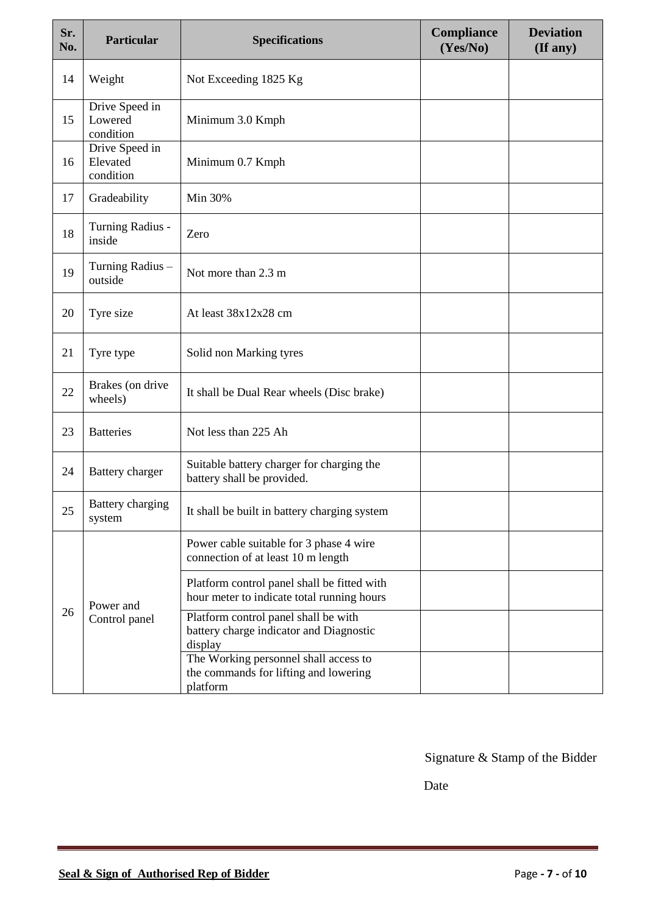| Sr. No. | Particular | Specifications | Compliance (Yes/No) | Deviation (If any) |
|---|---|---|---|---|
| 14 | Weight | Not Exceeding 1825 Kg | | |
| 15 | Drive Speed in Lowered condition | Minimum 3.0 Kmph | | |
| 16 | Drive Speed in Elevated condition | Minimum 0.7 Kmph | | |
| 17 | Gradeability | Min 30% | | |
| 18 | Turning Radius - inside | Zero | | |
| 19 | Turning Radius – outside | Not more than 2.3 m | | |
| 20 | Tyre size | At least 38x12x28 cm | | |
| 21 | Tyre type | Solid non Marking tyres | | |
| 22 | Brakes (on drive wheels) | It shall be Dual Rear wheels (Disc brake) | | |
| 23 | Batteries | Not less than 225 Ah | | |
| 24 | Battery charger | Suitable battery charger for charging the battery shall be provided. | | |
| 25 | Battery charging system | It shall be built in battery charging system | | |
| 26 | Power and Control panel | Power cable suitable for 3 phase 4 wire connection of at least 10 m length | | |
| | | Platform control panel shall be fitted with hour meter to indicate total running hours | | |
| | | Platform control panel shall be with battery charge indicator and Diagnostic display | | |
| | | The Working personnel shall access to the commands for lifting and lowering platform | | |

Signature & Stamp of the Bidder

Date

**Seal & Sign of Authorised Rep of Bidder**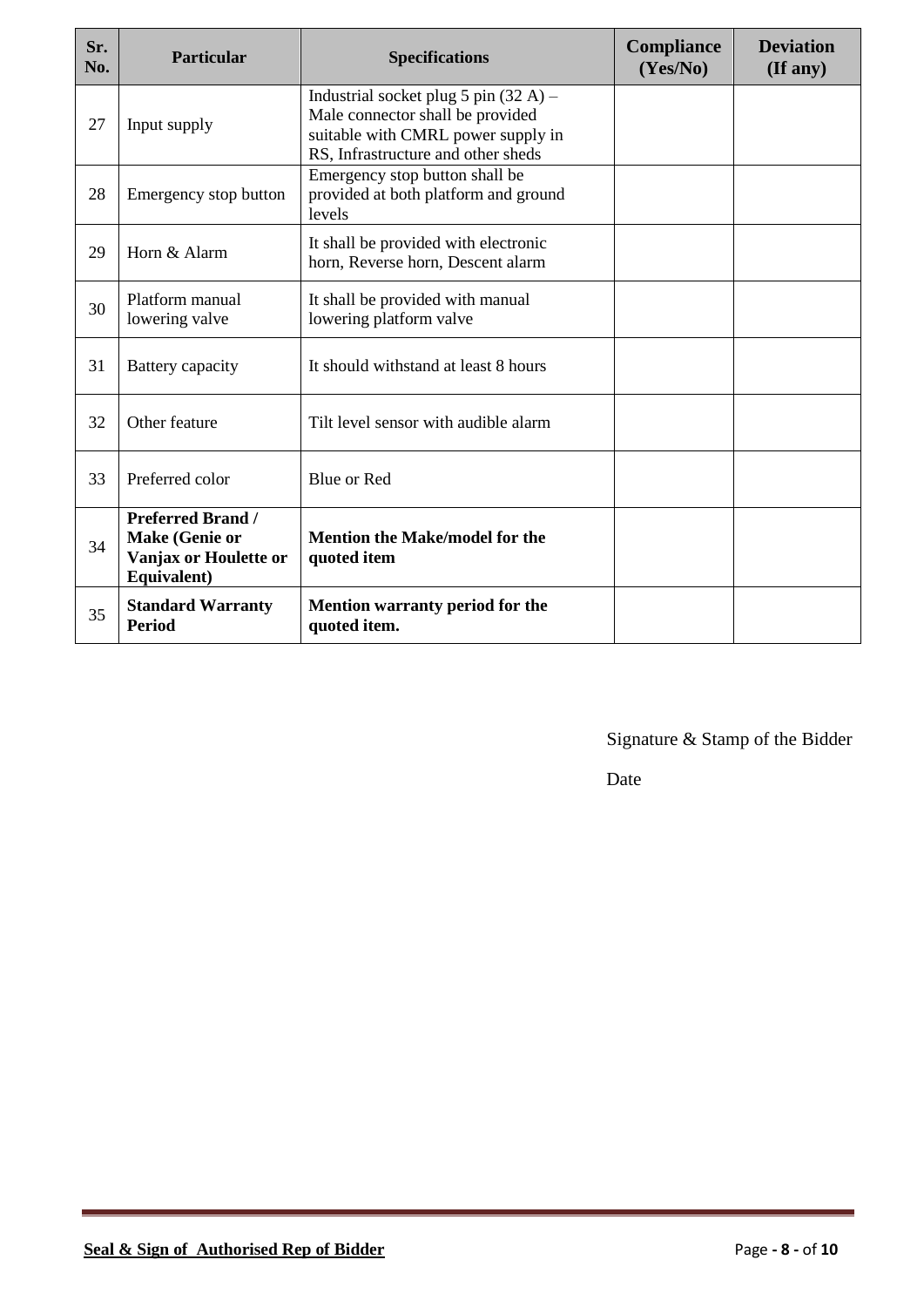| Sr. No. | Particular | Specifications | Compliance (Yes/No) | Deviation (If any) |
|---|---|---|---|---|
| 27 | Input supply | Industrial socket plug 5 pin (32 A) – Male connector shall be provided suitable with CMRL power supply in RS, Infrastructure and other sheds | | |
| 28 | Emergency stop button | Emergency stop button shall be provided at both platform and ground levels | | |
| 29 | Horn & Alarm | It shall be provided with electronic horn, Reverse horn, Descent alarm | | |
| 30 | Platform manual lowering valve | It shall be provided with manual lowering platform valve | | |
| 31 | Battery capacity | It should withstand at least 8 hours | | |
| 32 | Other feature | Tilt level sensor with audible alarm | | |
| 33 | Preferred color | Blue or Red | | |
| 34 | **Preferred Brand / Make (Genie or Vanjax or Houlette or Equivalent)** | **Mention the Make/model for the quoted item** | | |
| 35 | **Standard Warranty Period** | **Mention warranty period for the quoted item.** | | |

Signature & Stamp of the Bidder

Date

**Seal & Sign of Authorised Rep of Bidder**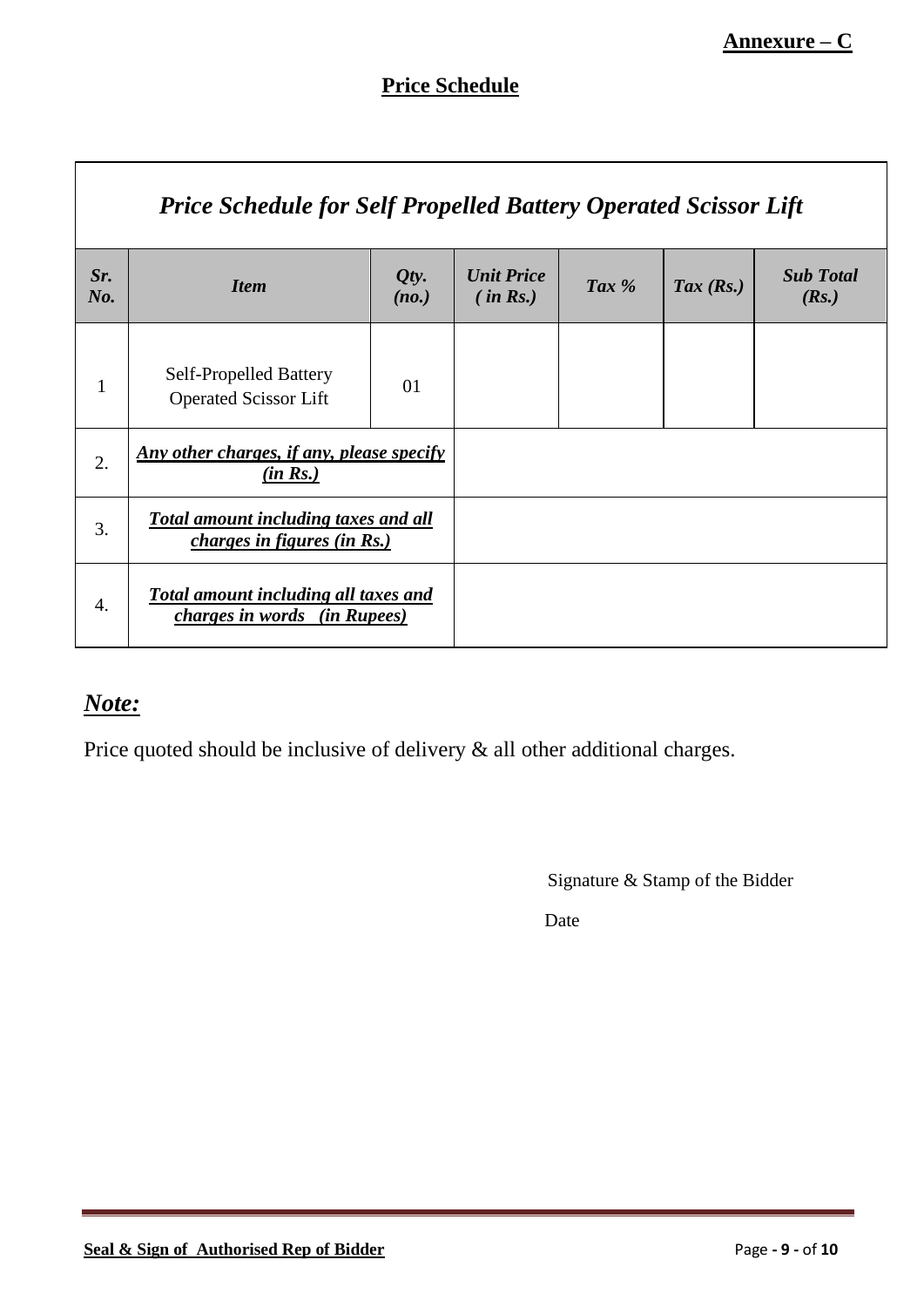**Annexure – C**

## Price Schedule

| ***Price Schedule for Self Propelled Battery Operated Scissor Lift*** | | | | | | |
|---|---|---|---|---|---|---|
| ***Sr. No.*** | ***Item*** | ***Qty. (no.)*** | ***Unit Price ( in Rs.)*** | ***Tax %*** | ***Tax (Rs.)*** | ***Sub Total (Rs.)*** |
| 1 | Self-Propelled Battery Operated Scissor Lift | 01 | | | | |
| 2. | ***Any other charges, if any, please specify (in Rs.)*** | | | | | |
| 3. | ***Total amount including taxes and all charges in figures (in Rs.)*** | | | | | |
| 4. | ***Total amount including all taxes and charges in words (in Rupees)*** | | | | | |

***Note:***

Price quoted should be inclusive of delivery & all other additional charges.

Signature & Stamp of the Bidder

Date

**Seal & Sign of Authorised Rep of Bidder**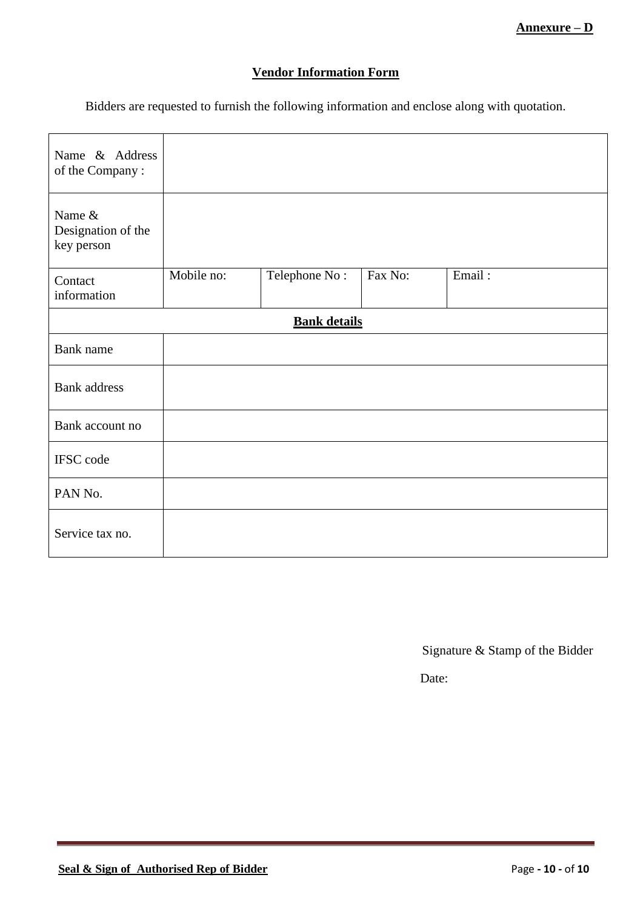**Annexure – D**

## Vendor Information Form

Bidders are requested to furnish the following information and enclose along with quotation.

| | | | | |
|---|---|---|---|---|
| Name & Address of the Company : | | | | |
| Name & Designation of the key person | | | | |
| Contact information | Mobile no: | Telephone No : | Fax No: | Email : |
| **Bank details** | | | | |
| Bank name | | | | |
| Bank address | | | | |
| Bank account no | | | | |
| IFSC code | | | | |
| PAN No. | | | | |
| Service tax no. | | | | |

Signature & Stamp of the Bidder

Date:

**Seal & Sign of Authorised Rep of Bidder**